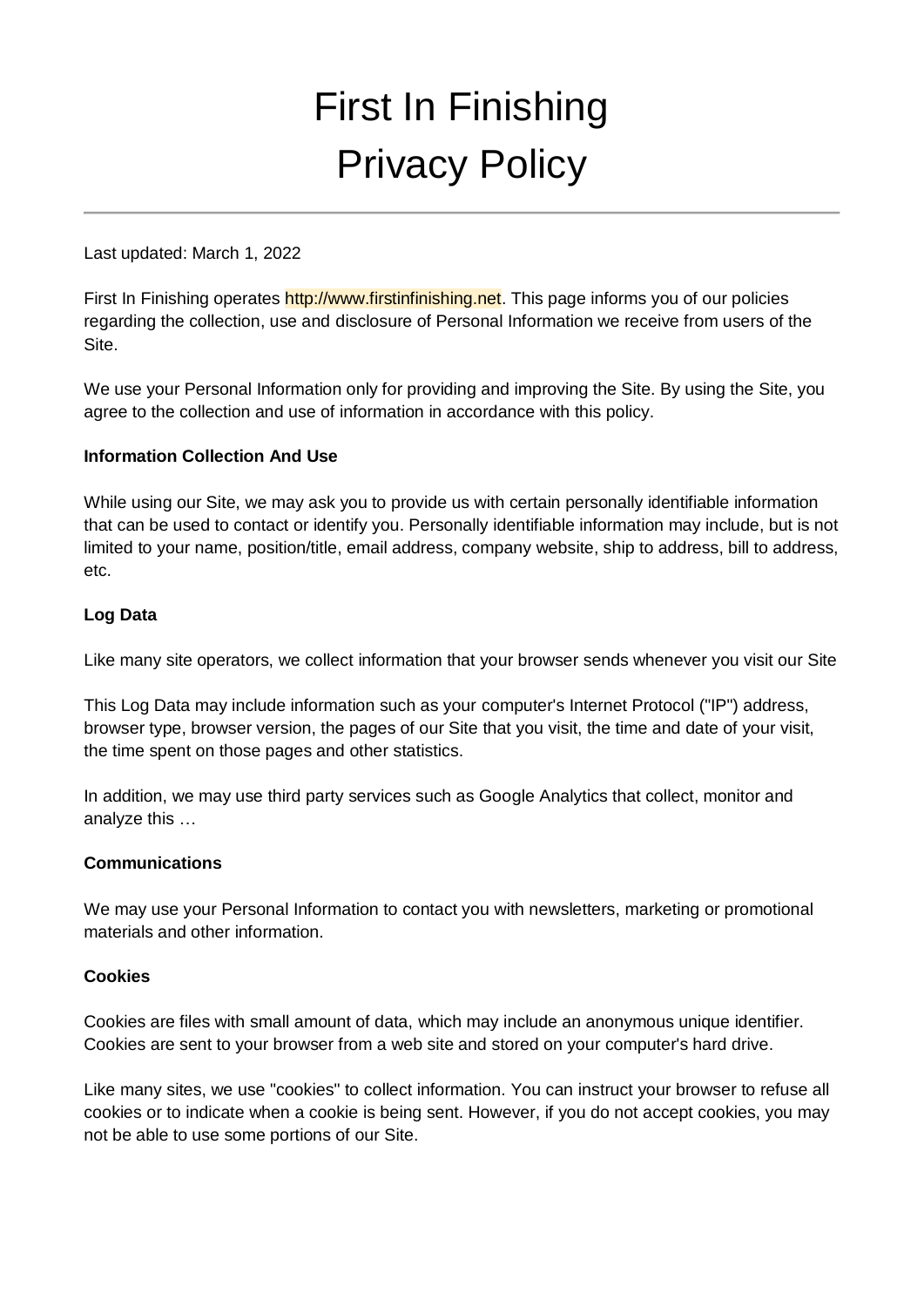# First In Finishing
# Privacy Policy

---

Last updated: March 1, 2022

First In Finishing operates http://www.firstinfinishing.net. This page informs you of our policies regarding the collection, use and disclosure of Personal Information we receive from users of the Site.

We use your Personal Information only for providing and improving the Site. By using the Site, you agree to the collection and use of information in accordance with this policy.

**Information Collection And Use**

While using our Site, we may ask you to provide us with certain personally identifiable information that can be used to contact or identify you. Personally identifiable information may include, but is not limited to your name, position/title, email address, company website, ship to address, bill to address, etc.

**Log Data**

Like many site operators, we collect information that your browser sends whenever you visit our Site

This Log Data may include information such as your computer's Internet Protocol ("IP") address, browser type, browser version, the pages of our Site that you visit, the time and date of your visit, the time spent on those pages and other statistics.

In addition, we may use third party services such as Google Analytics that collect, monitor and analyze this …

**Communications**

We may use your Personal Information to contact you with newsletters, marketing or promotional materials and other information.

**Cookies**

Cookies are files with small amount of data, which may include an anonymous unique identifier. Cookies are sent to your browser from a web site and stored on your computer's hard drive.

Like many sites, we use "cookies" to collect information. You can instruct your browser to refuse all cookies or to indicate when a cookie is being sent. However, if you do not accept cookies, you may not be able to use some portions of our Site.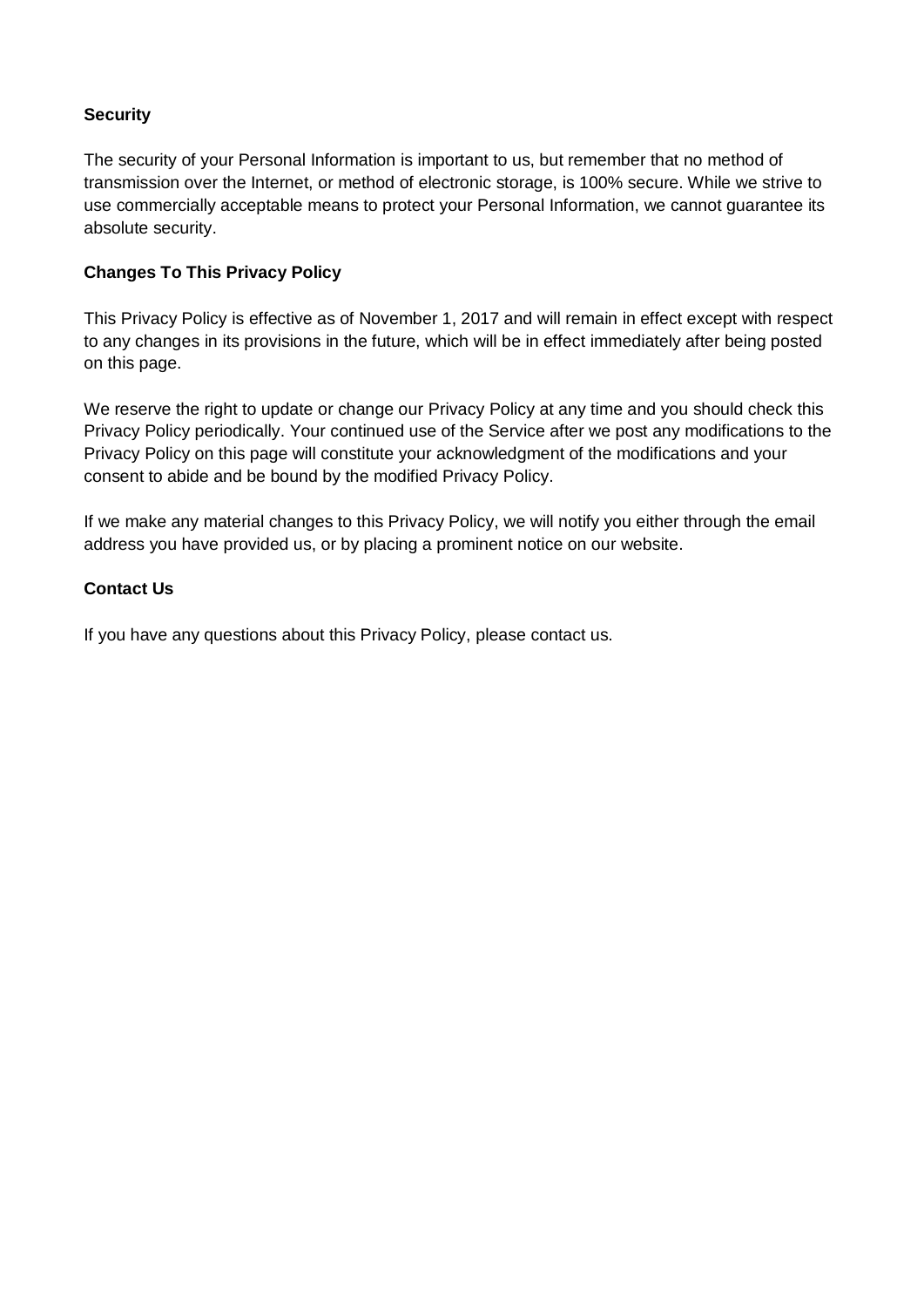**Security**

The security of your Personal Information is important to us, but remember that no method of transmission over the Internet, or method of electronic storage, is 100% secure. While we strive to use commercially acceptable means to protect your Personal Information, we cannot guarantee its absolute security.

**Changes To This Privacy Policy**

This Privacy Policy is effective as of November 1, 2017 and will remain in effect except with respect to any changes in its provisions in the future, which will be in effect immediately after being posted on this page.

We reserve the right to update or change our Privacy Policy at any time and you should check this Privacy Policy periodically. Your continued use of the Service after we post any modifications to the Privacy Policy on this page will constitute your acknowledgment of the modifications and your consent to abide and be bound by the modified Privacy Policy.

If we make any material changes to this Privacy Policy, we will notify you either through the email address you have provided us, or by placing a prominent notice on our website.

**Contact Us**

If you have any questions about this Privacy Policy, please contact us.